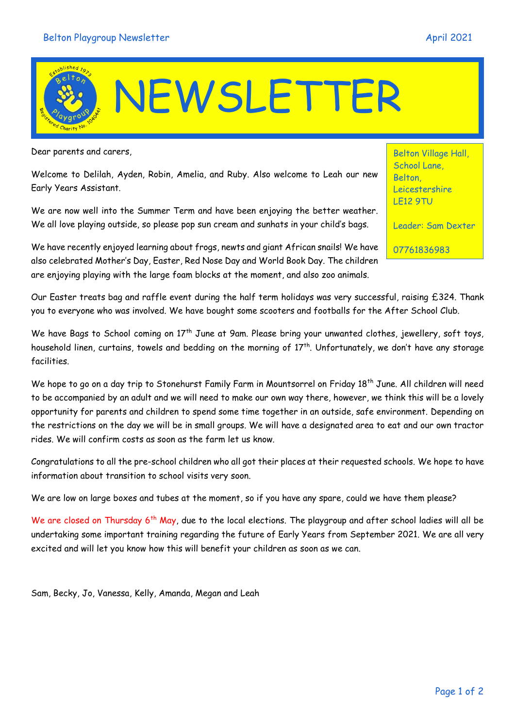# NEWSLETTER

Belton Village Hall,
School Lane,
Belton,
Leicestershire
LE12 9TU

Leader: Sam Dexter

07761836983

Dear parents and carers,

Welcome to Delilah, Ayden, Robin, Amelia, and Ruby. Also welcome to Leah our new Early Years Assistant.

We are now well into the Summer Term and have been enjoying the better weather. We all love playing outside, so please pop sun cream and sunhats in your child's bags.

We have recently enjoyed learning about frogs, newts and giant African snails! We have also celebrated Mother's Day, Easter, Red Nose Day and World Book Day. The children are enjoying playing with the large foam blocks at the moment, and also zoo animals.

Our Easter treats bag and raffle event during the half term holidays was very successful, raising £324. Thank you to everyone who was involved. We have bought some scooters and footballs for the After School Club.

We have Bags to School coming on 17th June at 9am. Please bring your unwanted clothes, jewellery, soft toys, household linen, curtains, towels and bedding on the morning of 17th. Unfortunately, we don't have any storage facilities.

We hope to go on a day trip to Stonehurst Family Farm in Mountsorrel on Friday 18th June. All children will need to be accompanied by an adult and we will need to make our own way there, however, we think this will be a lovely opportunity for parents and children to spend some time together in an outside, safe environment. Depending on the restrictions on the day we will be in small groups. We will have a designated area to eat and our own tractor rides. We will confirm costs as soon as the farm let us know.

Congratulations to all the pre-school children who all got their places at their requested schools. We hope to have information about transition to school visits very soon.

We are low on large boxes and tubes at the moment, so if you have any spare, could we have them please?

We are closed on Thursday 6th May, due to the local elections. The playgroup and after school ladies will all be undertaking some important training regarding the future of Early Years from September 2021. We are all very excited and will let you know how this will benefit your children as soon as we can.

Sam, Becky, Jo, Vanessa, Kelly, Amanda, Megan and Leah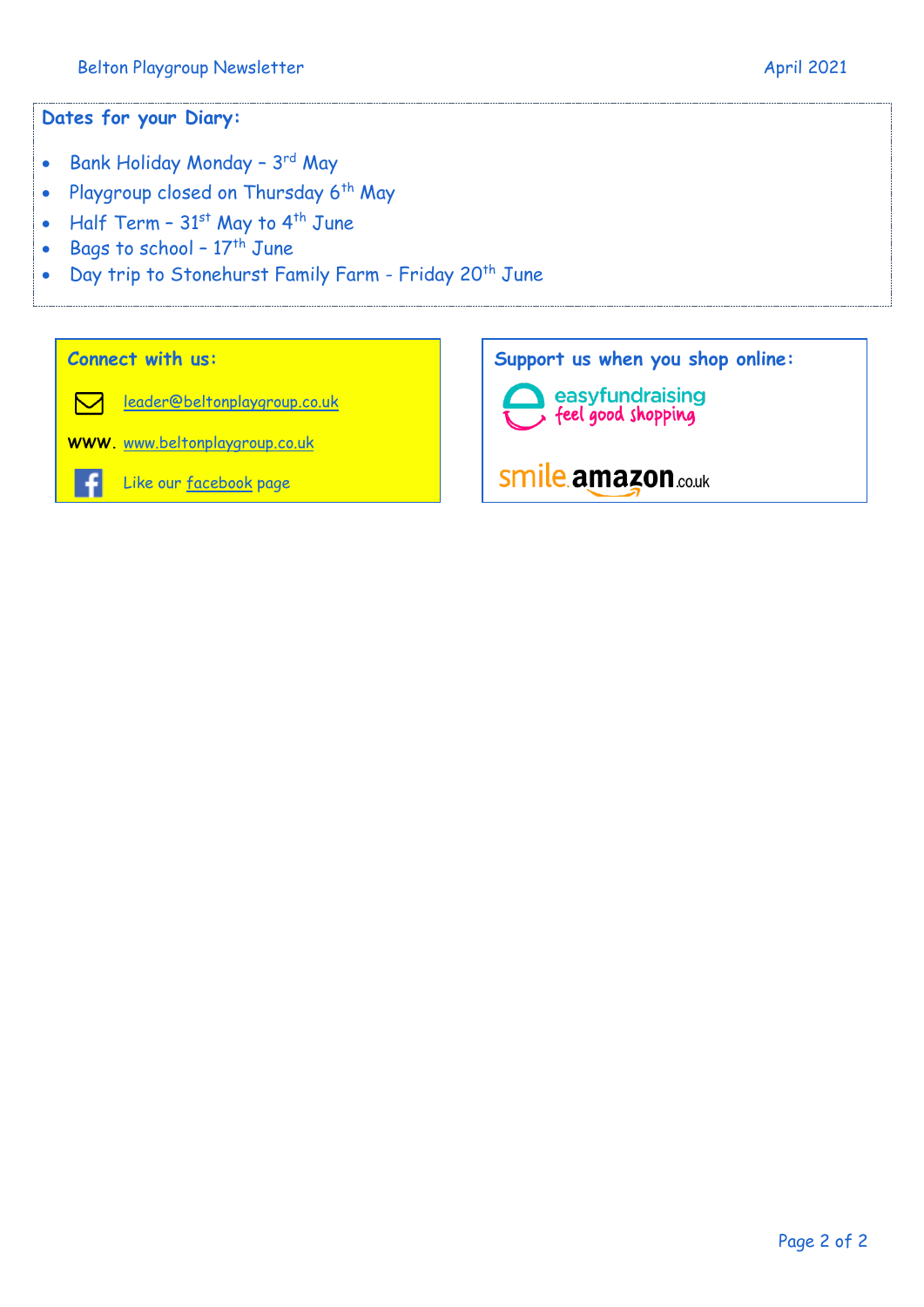## Dates for your Diary:

- Bank Holiday Monday – 3rd May
- Playgroup closed on Thursday 6th May
- Half Term – 31st May to 4th June
- Bags to school – 17th June
- Day trip to Stonehurst Family Farm - Friday 20th June

## Connect with us:

leader@beltonplaygroup.co.uk

www. www.beltonplaygroup.co.uk

Like our facebook page

## Support us when you shop online:

easyfundraising feel good shopping

smile.amazon.co.uk